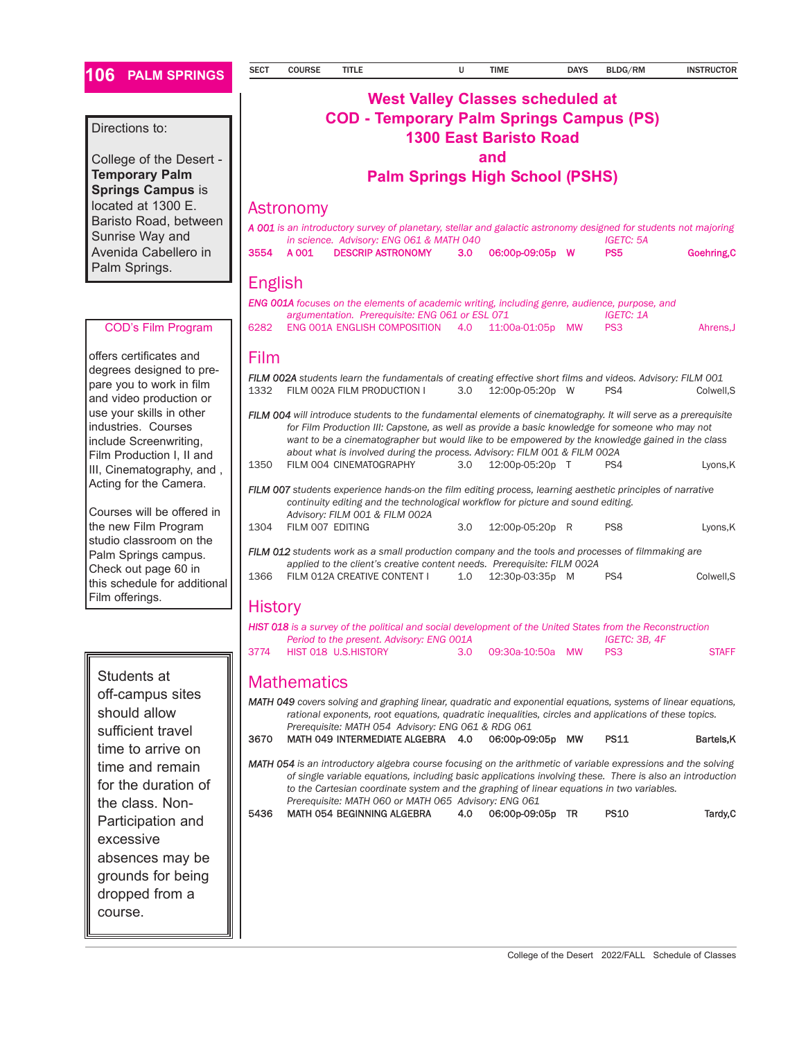| SECT | COURSE | TITLE | U | TIME | DAYS | BLDG/RM | INSTRUCTOR |
|---|---|---|---|---|---|---|---|

## West Valley Classes scheduled at COD - Temporary Palm Springs Campus (PS) 1300 East Baristo Road and Palm Springs High School (PSHS)

### Astronomy

*A 001 is an introductory survey of planetary, stellar and galactic astronomy designed for students not majoring in science. Advisory: ENG 061 & MATH 040* IGETC: 5A

| 3554 | A 001 | DESCRIP ASTRONOMY | 3.0 | 06:00p-09:05p | W | PS5 | Goehring,C |
|---|---|---|---|---|---|---|---|

### English

*ENG 001A focuses on the elements of academic writing, including genre, audience, purpose, and argumentation. Prerequisite: ENG 061 or ESL 071* IGETC: 1A

| 6282 | ENG 001A | ENGLISH COMPOSITION | 4.0 | 11:00a-01:05p | MW | PS3 | Ahrens,J |
|---|---|---|---|---|---|---|---|

### Film

*FILM 002A students learn the fundamentals of creating effective short films and videos. Advisory: FILM 001*

| 1332 | FILM 002A | FILM PRODUCTION I | 3.0 | 12:00p-05:20p | W | PS4 | Colwell,S |
|---|---|---|---|---|---|---|---|

*FILM 004 will introduce students to the fundamental elements of cinematography. It will serve as a prerequisite for Film Production III: Capstone, as well as provide a basic knowledge for someone who may not want to be a cinematographer but would like to be empowered by the knowledge gained in the class about what is involved during the process. Advisory: FILM 001 & FILM 002A*

| 1350 | FILM 004 | CINEMATOGRAPHY | 3.0 | 12:00p-05:20p | T | PS4 | Lyons,K |
|---|---|---|---|---|---|---|---|

*FILM 007 students experience hands-on the film editing process, learning aesthetic principles of narrative continuity editing and the technological workflow for picture and sound editing. Advisory: FILM 001 & FILM 002A*

| 1304 | FILM 007 | EDITING | 3.0 | 12:00p-05:20p | R | PS8 | Lyons,K |
|---|---|---|---|---|---|---|---|

*FILM 012 students work as a small production company and the tools and processes of filmmaking are applied to the client's creative content needs. Prerequisite: FILM 002A*

| 1366 | FILM 012A | CREATIVE CONTENT I | 1.0 | 12:30p-03:35p | M | PS4 | Colwell,S |
|---|---|---|---|---|---|---|---|

### History

*HIST 018 is a survey of the political and social development of the United States from the Reconstruction Period to the present. Advisory: ENG 001A* IGETC: 3B, 4F

| 3774 | HIST 018 | U.S.HISTORY | 3.0 | 09:30a-10:50a | MW | PS3 | STAFF |
|---|---|---|---|---|---|---|---|

### Mathematics

*MATH 049 covers solving and graphing linear, quadratic and exponential equations, systems of linear equations, rational exponents, root equations, quadratic inequalities, circles and applications of these topics. Prerequisite: MATH 054 Advisory: ENG 061 & RDG 061*

| 3670 | MATH 049 | INTERMEDIATE ALGEBRA | 4.0 | 06:00p-09:05p | MW | PS11 | Bartels,K |
|---|---|---|---|---|---|---|---|

*MATH 054 is an introductory algebra course focusing on the arithmetic of variable expressions and the solving of single variable equations, including basic applications involving these. There is also an introduction to the Cartesian coordinate system and the graphing of linear equations in two variables. Prerequisite: MATH 060 or MATH 065 Advisory: ENG 061*

| 5436 | MATH 054 | BEGINNING ALGEBRA | 4.0 | 06:00p-09:05p | TR | PS10 | Tardy,C |
|---|---|---|---|---|---|---|---|

---

Directions to:

College of the Desert - **Temporary Palm Springs Campus** is located at 1300 E. Baristo Road, between Sunrise Way and Avenida Cabellero in Palm Springs.

---

**COD's Film Program**

offers certificates and degrees designed to prepare you to work in film and video production or use your skills in other industries. Courses include Screenwriting, Film Production I, II and III, Cinematography, and , Acting for the Camera.

Courses will be offered in the new Film Program studio classroom on the Palm Springs campus. Check out page 60 in this schedule for additional Film offerings.

---

Students at off-campus sites should allow sufficient travel time to arrive on time and remain for the duration of the class. Non-Participation and excessive absences may be grounds for being dropped from a course.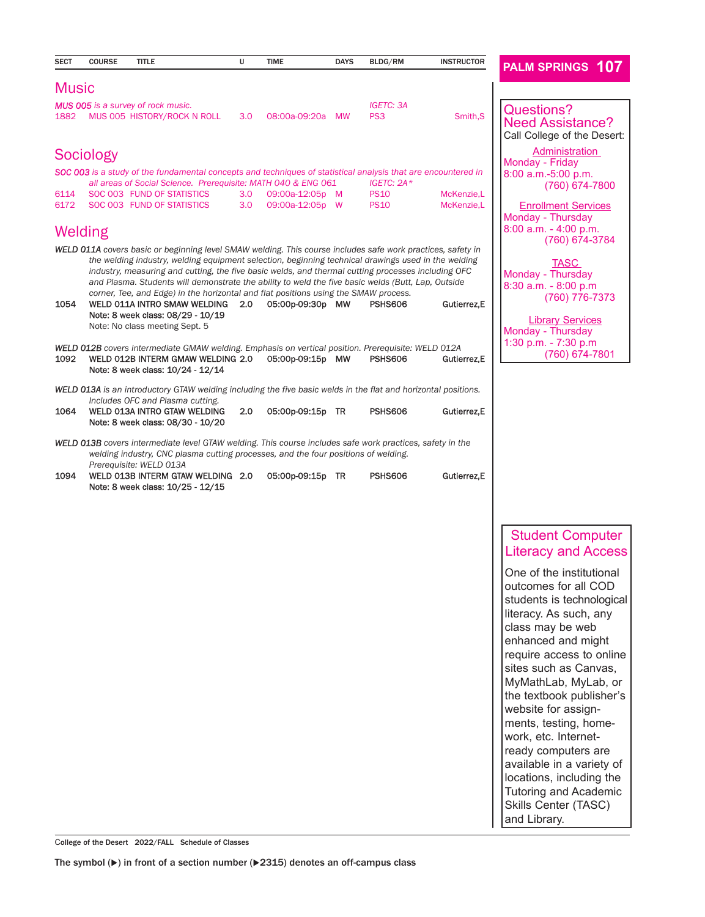| SECT | COURSE | TITLE | U | TIME | DAYS | BLDG/RM | INSTRUCTOR |
|---|---|---|---|---|---|---|---|

## Music

*MUS 005 is a survey of rock music.* *IGETC: 3A*

| SECT | COURSE | TITLE | U | TIME | DAYS | BLDG/RM | INSTRUCTOR |
|---|---|---|---|---|---|---|---|
| 1882 | MUS 005 | HISTORY/ROCK N ROLL | 3.0 | 08:00a-09:20a | MW | PS3 | Smith,S |

## Sociology

*SOC 003 is a study of the fundamental concepts and techniques of statistical analysis that are encountered in all areas of Social Science. Prerequisite: MATH 040 & ENG 061* *IGETC: 2A\**

| SECT | COURSE | TITLE | U | TIME | DAYS | BLDG/RM | INSTRUCTOR |
|---|---|---|---|---|---|---|---|
| 6114 | SOC 003 | FUND OF STATISTICS | 3.0 | 09:00a-12:05p | M | PS10 | McKenzie,L |
| 6172 | SOC 003 | FUND OF STATISTICS | 3.0 | 09:00a-12:05p | W | PS10 | McKenzie,L |

## Welding

*WELD 011A covers basic or beginning level SMAW welding. This course includes safe work practices, safety in the welding industry, welding equipment selection, beginning technical drawings used in the welding industry, measuring and cutting, the five basic welds, and thermal cutting processes including OFC and Plasma. Students will demonstrate the ability to weld the five basic welds (Butt, Lap, Outside corner, Tee, and Edge) in the horizontal and flat positions using the SMAW process.*

| SECT | COURSE | TITLE | U | TIME | DAYS | BLDG/RM | INSTRUCTOR |
|---|---|---|---|---|---|---|---|
| 1054 | WELD 011A | INTRO SMAW WELDING | 2.0 | 05:00p-09:30p | MW | PSHS606 | Gutierrez,E |

Note: 8 week class: 08/29 - 10/19
Note: No class meeting Sept. 5

*WELD 012B covers intermediate GMAW welding. Emphasis on vertical position. Prerequisite: WELD 012A*

| SECT | COURSE | TITLE | U | TIME | DAYS | BLDG/RM | INSTRUCTOR |
|---|---|---|---|---|---|---|---|
| 1092 | WELD 012B | INTERM GMAW WELDING | 2.0 | 05:00p-09:15p | MW | PSHS606 | Gutierrez,E |

Note: 8 week class: 10/24 - 12/14

*WELD 013A is an introductory GTAW welding including the five basic welds in the flat and horizontal positions. Includes OFC and Plasma cutting.*

| SECT | COURSE | TITLE | U | TIME | DAYS | BLDG/RM | INSTRUCTOR |
|---|---|---|---|---|---|---|---|
| 1064 | WELD 013A | INTRO GTAW WELDING | 2.0 | 05:00p-09:15p | TR | PSHS606 | Gutierrez,E |

Note: 8 week class: 08/30 - 10/20

*WELD 013B covers intermediate level GTAW welding. This course includes safe work practices, safety in the welding industry, CNC plasma cutting processes, and the four positions of welding. Prerequisite: WELD 013A*

| SECT | COURSE | TITLE | U | TIME | DAYS | BLDG/RM | INSTRUCTOR |
|---|---|---|---|---|---|---|---|
| 1094 | WELD 013B | INTERM GTAW WELDING | 2.0 | 05:00p-09:15p | TR | PSHS606 | Gutierrez,E |

Note: 8 week class: 10/25 - 12/15

---

### Questions? Need Assistance?

Call College of the Desert:

**Administration**
Monday - Friday
8:00 a.m.-5:00 p.m.
(760) 674-7800

**Enrollment Services**
Monday - Thursday
8:00 a.m. - 4:00 p.m.
(760) 674-3784

**TASC**
Monday - Thursday
8:30 a.m. - 8:00 p.m
(760) 776-7373

**Library Services**
Monday - Thursday
1:30 p.m. - 7:30 p.m
(760) 674-7801

### Student Computer Literacy and Access

One of the institutional outcomes for all COD students is technological literacy. As such, any class may be web enhanced and might require access to online sites such as Canvas, MyMathLab, MyLab, or the textbook publisher's website for assignments, testing, homework, etc. Internet-ready computers are available in a variety of locations, including the Tutoring and Academic Skills Center (TASC) and Library.

The symbol (▶) in front of a section number (▶2315) denotes an off-campus class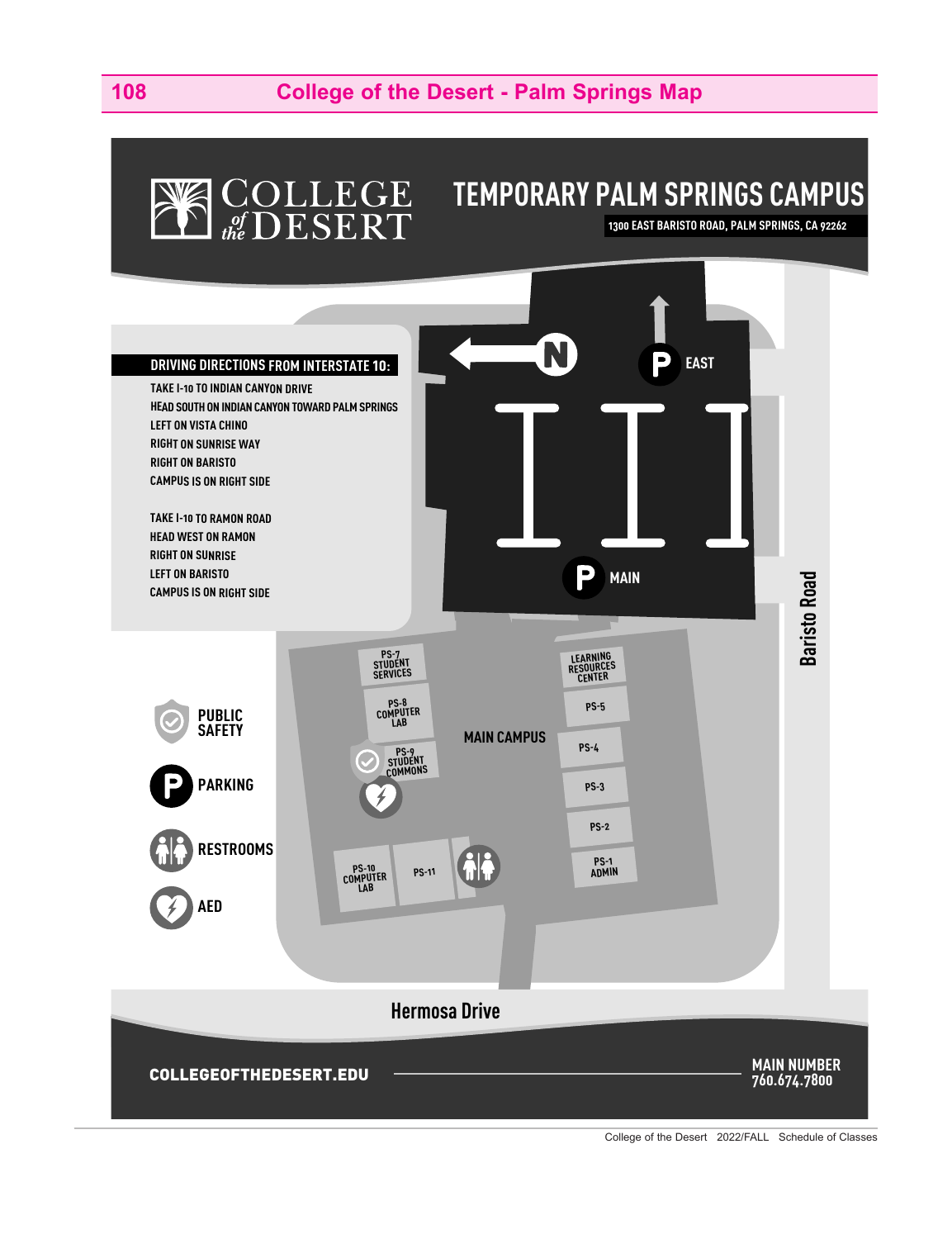# College of the Desert - Palm Springs Map

COLLEGE *of the* DESERT

## TEMPORARY PALM SPRINGS CAMPUS

1300 EAST BARISTO ROAD, PALM SPRINGS, CA 92262

### DRIVING DIRECTIONS FROM INTERSTATE 10:

TAKE I-10 TO INDIAN CANYON DRIVE
HEAD SOUTH ON INDIAN CANYON TOWARD PALM SPRINGS
LEFT ON VISTA CHINO
RIGHT ON SUNRISE WAY
RIGHT ON BARISTO
CAMPUS IS ON RIGHT SIDE

TAKE I-10 TO RAMON ROAD
HEAD WEST ON RAMON
RIGHT ON SUNRISE
LEFT ON BARISTO
CAMPUS IS ON RIGHT SIDE

N

P EAST

P MAIN

Baristo Road

PS-7 STUDENT SERVICES

PS-8 COMPUTER LAB

PS-9 STUDENT COMMONS

MAIN CAMPUS

LEARNING RESOURCES CENTER

PS-5

PS-4

PS-3

PS-2

PS-1 ADMIN

PS-10 COMPUTER LAB

PS-11

PUBLIC SAFETY

PARKING

RESTROOMS

AED

Hermosa Drive

COLLEGEOFTHEDESERT.EDU

MAIN NUMBER
760.674.7800